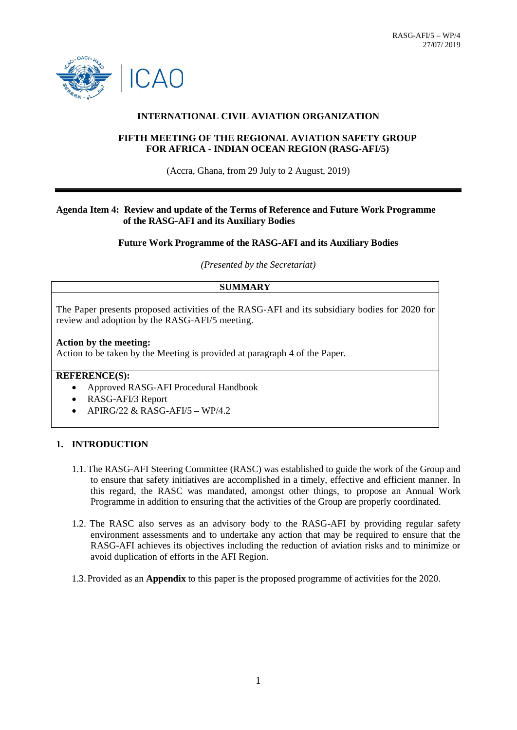RASG-AFI/5 – WP/4
27/07/ 2019

ICAO

**INTERNATIONAL CIVIL AVIATION ORGANIZATION**

**FIFTH MEETING OF THE REGIONAL AVIATION SAFETY GROUP FOR AFRICA - INDIAN OCEAN REGION (RASG-AFI/5)**

(Accra, Ghana, from 29 July to 2 August, 2019)

---

**Agenda Item 4: Review and update of the Terms of Reference and Future Work Programme of the RASG-AFI and its Auxiliary Bodies**

**Future Work Programme of the RASG-AFI and its Auxiliary Bodies**

*(Presented by the Secretariat)*

| **SUMMARY** |
|---|
| The Paper presents proposed activities of the RASG-AFI and its subsidiary bodies for 2020 for review and adoption by the RASG-AFI/5 meeting.<br><br>**Action by the meeting:**<br>Action to be taken by the Meeting is provided at paragraph 4 of the Paper. |
| **REFERENCE(S):**<br>• Approved RASG-AFI Procedural Handbook<br>• RASG-AFI/3 Report<br>• APIRG/22 & RASG-AFI/5 – WP/4.2 |

## 1. INTRODUCTION

1.1. The RASG-AFI Steering Committee (RASC) was established to guide the work of the Group and to ensure that safety initiatives are accomplished in a timely, effective and efficient manner. In this regard, the RASC was mandated, amongst other things, to propose an Annual Work Programme in addition to ensuring that the activities of the Group are properly coordinated.

1.2. The RASC also serves as an advisory body to the RASG-AFI by providing regular safety environment assessments and to undertake any action that may be required to ensure that the RASG-AFI achieves its objectives including the reduction of aviation risks and to minimize or avoid duplication of efforts in the AFI Region.

1.3. Provided as an **Appendix** to this paper is the proposed programme of activities for the 2020.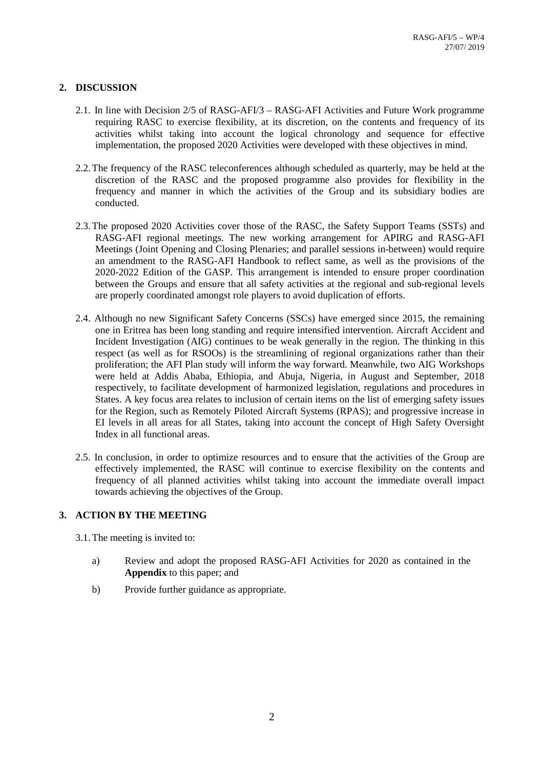## 2. DISCUSSION

2.1. In line with Decision 2/5 of RASG-AFI/3 – RASG-AFI Activities and Future Work programme requiring RASC to exercise flexibility, at its discretion, on the contents and frequency of its activities whilst taking into account the logical chronology and sequence for effective implementation, the proposed 2020 Activities were developed with these objectives in mind.

2.2. The frequency of the RASC teleconferences although scheduled as quarterly, may be held at the discretion of the RASC and the proposed programme also provides for flexibility in the frequency and manner in which the activities of the Group and its subsidiary bodies are conducted.

2.3. The proposed 2020 Activities cover those of the RASC, the Safety Support Teams (SSTs) and RASG-AFI regional meetings. The new working arrangement for APIRG and RASG-AFI Meetings (Joint Opening and Closing Plenaries; and parallel sessions in-between) would require an amendment to the RASG-AFI Handbook to reflect same, as well as the provisions of the 2020-2022 Edition of the GASP. This arrangement is intended to ensure proper coordination between the Groups and ensure that all safety activities at the regional and sub-regional levels are properly coordinated amongst role players to avoid duplication of efforts.

2.4. Although no new Significant Safety Concerns (SSCs) have emerged since 2015, the remaining one in Eritrea has been long standing and require intensified intervention. Aircraft Accident and Incident Investigation (AIG) continues to be weak generally in the region. The thinking in this respect (as well as for RSOOs) is the streamlining of regional organizations rather than their proliferation; the AFI Plan study will inform the way forward. Meanwhile, two AIG Workshops were held at Addis Ababa, Ethiopia, and Abuja, Nigeria, in August and September, 2018 respectively, to facilitate development of harmonized legislation, regulations and procedures in States. A key focus area relates to inclusion of certain items on the list of emerging safety issues for the Region, such as Remotely Piloted Aircraft Systems (RPAS); and progressive increase in EI levels in all areas for all States, taking into account the concept of High Safety Oversight Index in all functional areas.

2.5. In conclusion, in order to optimize resources and to ensure that the activities of the Group are effectively implemented, the RASC will continue to exercise flexibility on the contents and frequency of all planned activities whilst taking into account the immediate overall impact towards achieving the objectives of the Group.

## 3. ACTION BY THE MEETING

3.1. The meeting is invited to:

a) Review and adopt the proposed RASG-AFI Activities for 2020 as contained in the **Appendix** to this paper; and

b) Provide further guidance as appropriate.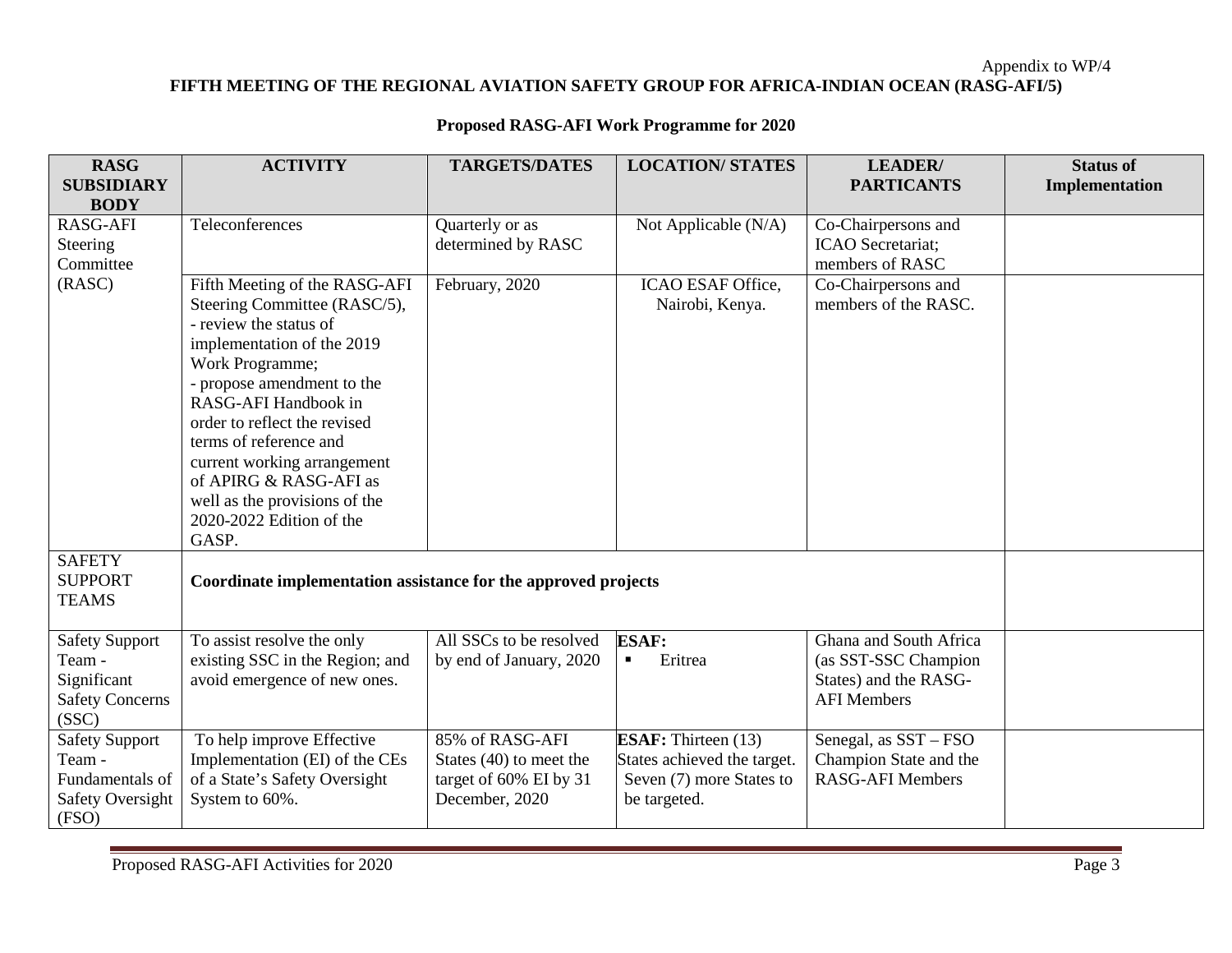Appendix to WP/4

**FIFTH MEETING OF THE REGIONAL AVIATION SAFETY GROUP FOR AFRICA-INDIAN OCEAN (RASG-AFI/5)**

**Proposed RASG-AFI Work Programme for 2020**

| RASG SUBSIDIARY BODY | ACTIVITY | TARGETS/DATES | LOCATION/ STATES | LEADER/ PARTICANTS | Status of Implementation |
|---|---|---|---|---|---|
| RASG-AFI Steering Committee (RASC) | Teleconferences | Quarterly or as determined by RASC | Not Applicable (N/A) | Co-Chairpersons and ICAO Secretariat; members of RASC | |
| | Fifth Meeting of the RASG-AFI Steering Committee (RASC/5), - review the status of implementation of the 2019 Work Programme; - propose amendment to the RASG-AFI Handbook in order to reflect the revised terms of reference and current working arrangement of APIRG & RASG-AFI as well as the provisions of the 2020-2022 Edition of the GASP. | February, 2020 | ICAO ESAF Office, Nairobi, Kenya. | Co-Chairpersons and members of the RASC. | |
| SAFETY SUPPORT TEAMS | **Coordinate implementation assistance for the approved projects** | | | | |
| Safety Support Team - Significant Safety Concerns (SSC) | To assist resolve the only existing SSC in the Region; and avoid emergence of new ones. | All SSCs to be resolved by end of January, 2020 | **ESAF:** ▪ Eritrea | Ghana and South Africa (as SST-SSC Champion States) and the RASG-AFI Members | |
| Safety Support Team - Fundamentals of Safety Oversight (FSO) | To help improve Effective Implementation (EI) of the CEs of a State's Safety Oversight System to 60%. | 85% of RASG-AFI States (40) to meet the target of 60% EI by 31 December, 2020 | **ESAF:** Thirteen (13) States achieved the target. Seven (7) more States to be targeted. | Senegal, as SST – FSO Champion State and the RASG-AFI Members | |

Proposed RASG-AFI Activities for 2020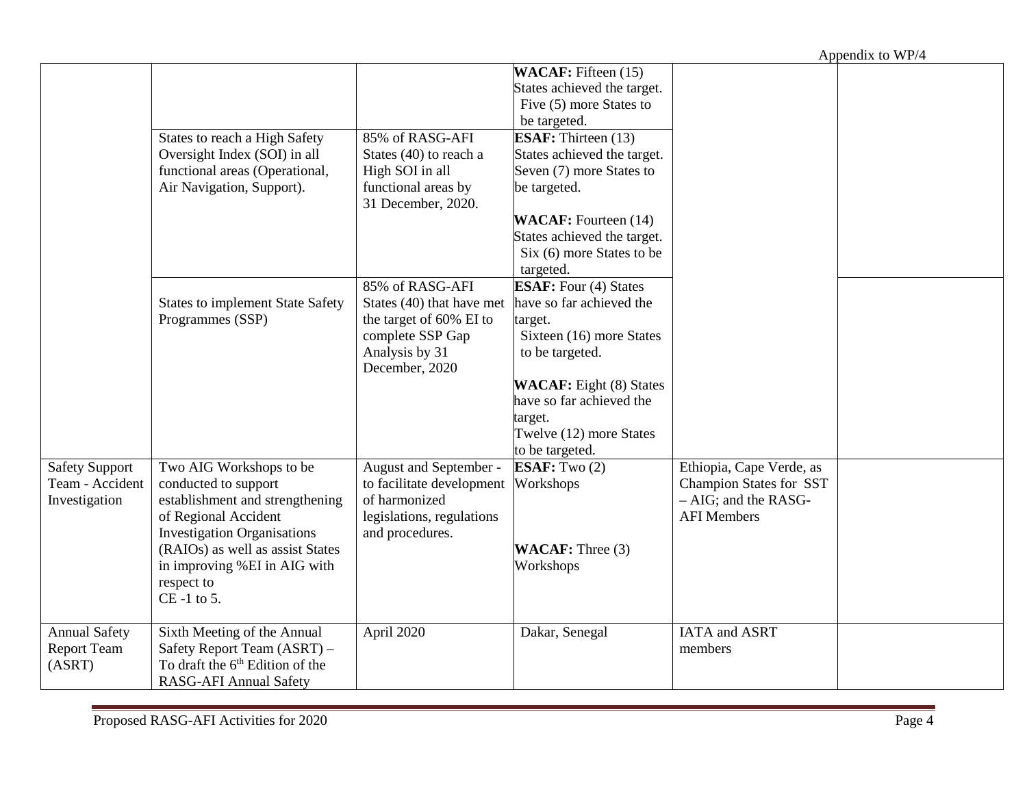| | | | | | |
|---|---|---|---|---|---|
| | | | **WACAF:** Fifteen (15) States achieved the target. Five (5) more States to be targeted. | | |
| | States to reach a High Safety Oversight Index (SOI) in all functional areas (Operational, Air Navigation, Support). | 85% of RASG-AFI States (40) to reach a High SOI in all functional areas by 31 December, 2020. | **ESAF:** Thirteen (13) States achieved the target. Seven (7) more States to be targeted.<br><br>**WACAF:** Fourteen (14) States achieved the target. Six (6) more States to be targeted. | | |
| | States to implement State Safety Programmes (SSP) | 85% of RASG-AFI States (40) that have met the target of 60% EI to complete SSP Gap Analysis by 31 December, 2020 | **ESAF:** Four (4) States have so far achieved the target. Sixteen (16) more States to be targeted.<br><br>**WACAF:** Eight (8) States have so far achieved the target. Twelve (12) more States to be targeted. | | |
| Safety Support Team - Accident Investigation | Two AIG Workshops to be conducted to support establishment and strengthening of Regional Accident Investigation Organisations (RAIOs) as well as assist States in improving %EI in AIG with respect to CE -1 to 5. | August and September - to facilitate development of harmonized legislations, regulations and procedures. | **ESAF:** Two (2) Workshops<br><br>**WACAF:** Three (3) Workshops | Ethiopia, Cape Verde, as Champion States for SST – AIG; and the RASG-AFI Members | |
| Annual Safety Report Team (ASRT) | Sixth Meeting of the Annual Safety Report Team (ASRT) – To draft the 6th Edition of the RASG-AFI Annual Safety | April 2020 | Dakar, Senegal | IATA and ASRT members | |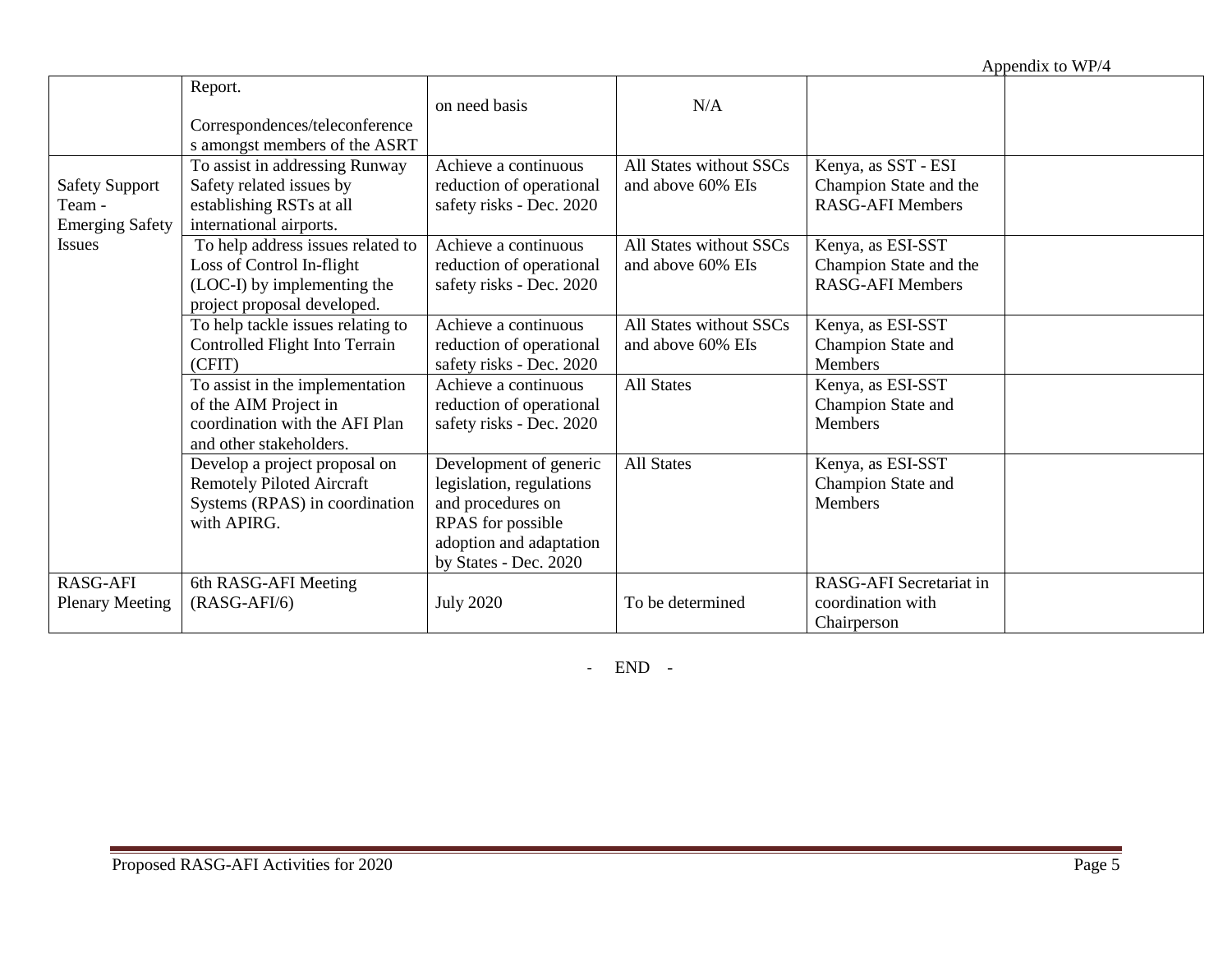| | | | | | |
|---|---|---|---|---|---|
| | Report.<br><br>Correspondences/teleconferences amongst members of the ASRT | on need basis | N/A | | |
| Safety Support Team - Emerging Safety Issues | To assist in addressing Runway Safety related issues by establishing RSTs at all international airports. | Achieve a continuous reduction of operational safety risks - Dec. 2020 | All States without SSCs and above 60% EIs | Kenya, as SST - ESI Champion State and the RASG-AFI Members | |
| | To help address issues related to Loss of Control In-flight (LOC-I) by implementing the project proposal developed. | Achieve a continuous reduction of operational safety risks - Dec. 2020 | All States without SSCs and above 60% EIs | Kenya, as ESI-SST Champion State and the RASG-AFI Members | |
| | To help tackle issues relating to Controlled Flight Into Terrain (CFIT) | Achieve a continuous reduction of operational safety risks - Dec. 2020 | All States without SSCs and above 60% EIs | Kenya, as ESI-SST Champion State and Members | |
| | To assist in the implementation of the AIM Project in coordination with the AFI Plan and other stakeholders. | Achieve a continuous reduction of operational safety risks - Dec. 2020 | All States | Kenya, as ESI-SST Champion State and Members | |
| | Develop a project proposal on Remotely Piloted Aircraft Systems (RPAS) in coordination with APIRG. | Development of generic legislation, regulations and procedures on RPAS for possible adoption and adaptation by States - Dec. 2020 | All States | Kenya, as ESI-SST Champion State and Members | |
| RASG-AFI Plenary Meeting | 6th RASG-AFI Meeting (RASG-AFI/6) | July 2020 | To be determined | RASG-AFI Secretariat in coordination with Chairperson | |

\- END -